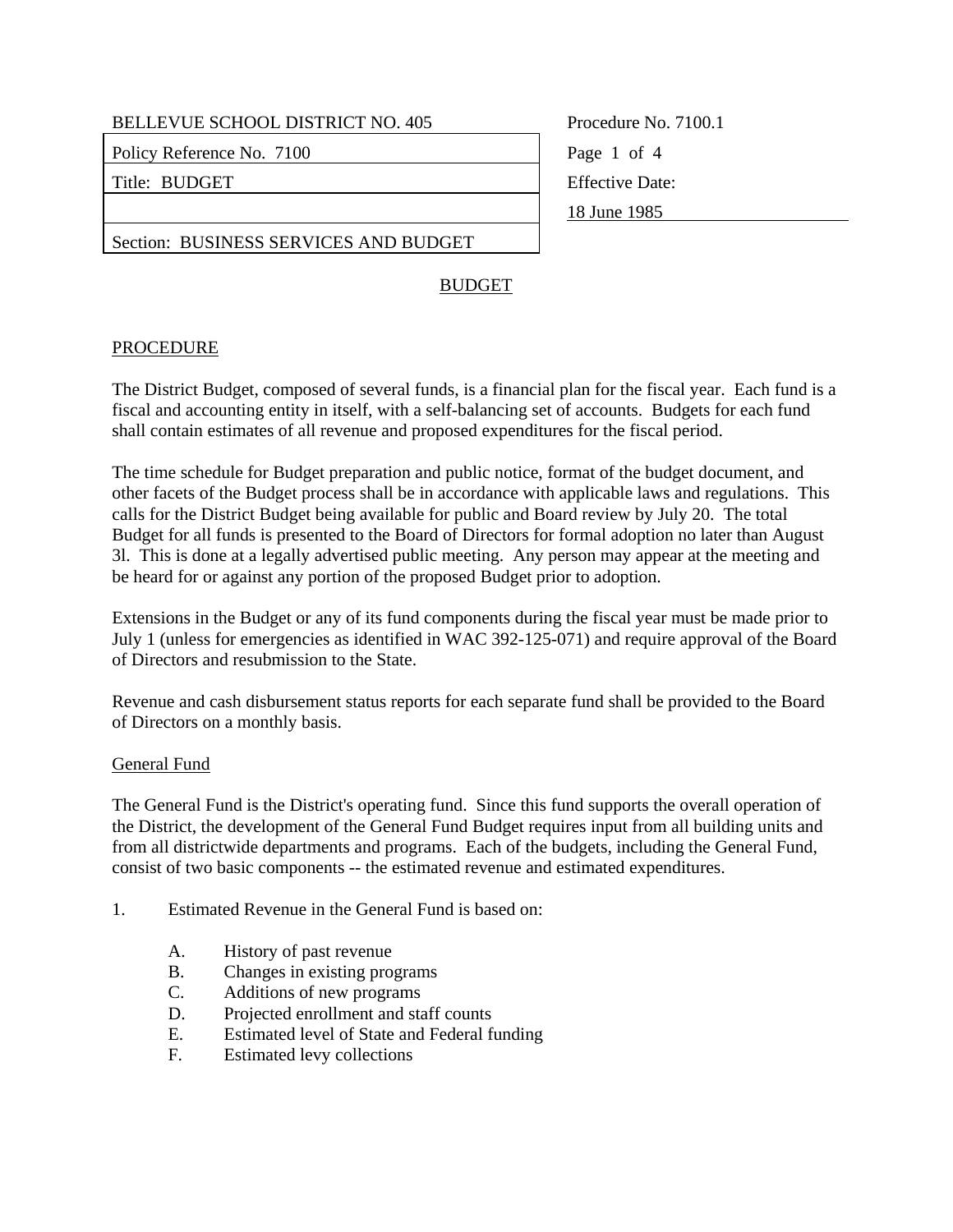| BELLEVUE SCHOOL DISTRICT NO. 405 | Procedure No. 7100.1 |
| --- | --- |
| Policy Reference No. 7100 | Page 1 of 4 |
| Title: BUDGET | Effective Date: |
| | 18 June 1985 |
| Section: BUSINESS SERVICES AND BUDGET | |

# BUDGET

## PROCEDURE

The District Budget, composed of several funds, is a financial plan for the fiscal year. Each fund is a fiscal and accounting entity in itself, with a self-balancing set of accounts. Budgets for each fund shall contain estimates of all revenue and proposed expenditures for the fiscal period.

The time schedule for Budget preparation and public notice, format of the budget document, and other facets of the Budget process shall be in accordance with applicable laws and regulations. This calls for the District Budget being available for public and Board review by July 20. The total Budget for all funds is presented to the Board of Directors for formal adoption no later than August 3l. This is done at a legally advertised public meeting. Any person may appear at the meeting and be heard for or against any portion of the proposed Budget prior to adoption.

Extensions in the Budget or any of its fund components during the fiscal year must be made prior to July 1 (unless for emergencies as identified in WAC 392-125-071) and require approval of the Board of Directors and resubmission to the State.

Revenue and cash disbursement status reports for each separate fund shall be provided to the Board of Directors on a monthly basis.

### General Fund

The General Fund is the District's operating fund. Since this fund supports the overall operation of the District, the development of the General Fund Budget requires input from all building units and from all districtwide departments and programs. Each of the budgets, including the General Fund, consist of two basic components -- the estimated revenue and estimated expenditures.

1. Estimated Revenue in the General Fund is based on:

   A. History of past revenue
   B. Changes in existing programs
   C. Additions of new programs
   D. Projected enrollment and staff counts
   E. Estimated level of State and Federal funding
   F. Estimated levy collections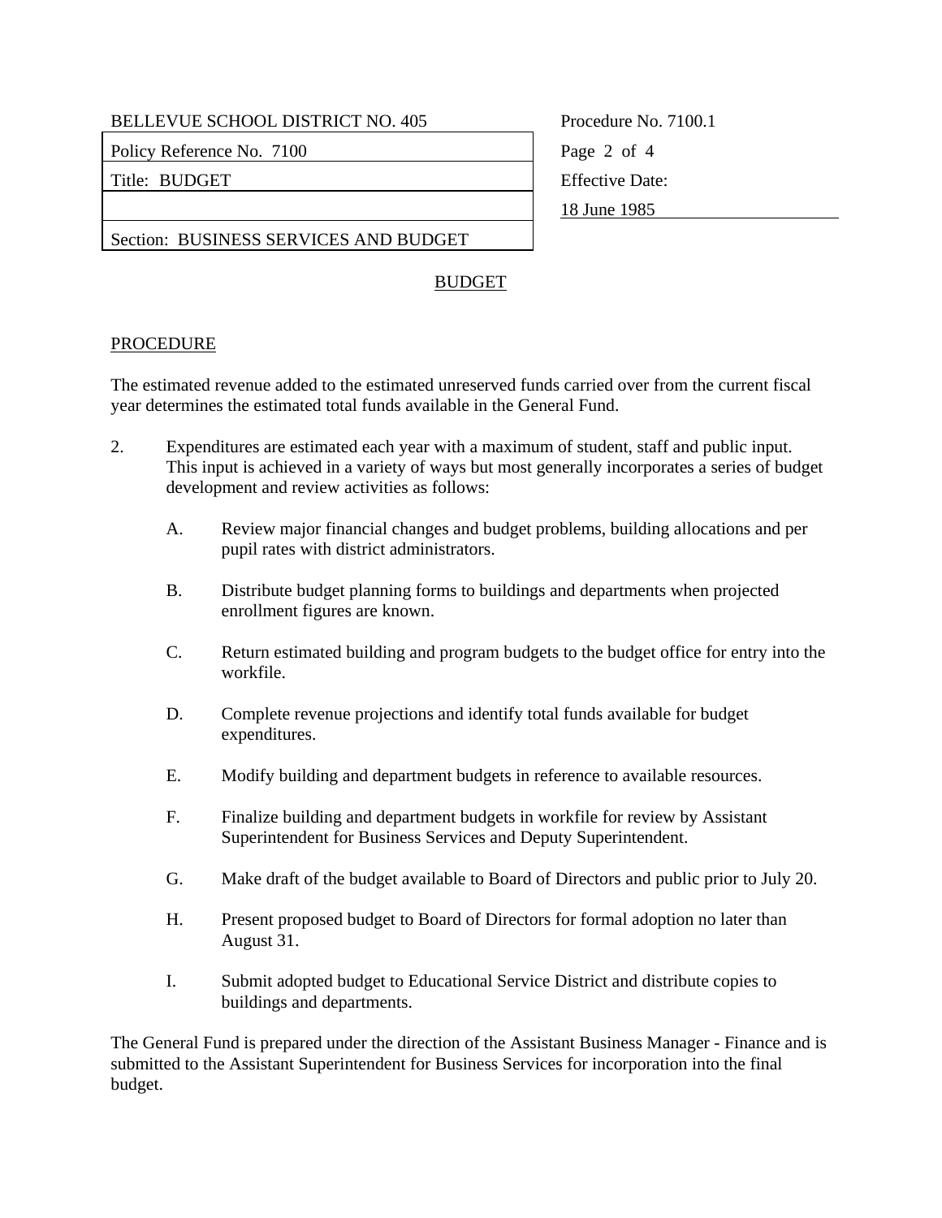BUDGET

PROCEDURE

The estimated revenue added to the estimated unreserved funds carried over from the current fiscal year determines the estimated total funds available in the General Fund.

2. Expenditures are estimated each year with a maximum of student, staff and public input. This input is achieved in a variety of ways but most generally incorporates a series of budget development and review activities as follows:

   A. Review major financial changes and budget problems, building allocations and per pupil rates with district administrators.

   B. Distribute budget planning forms to buildings and departments when projected enrollment figures are known.

   C. Return estimated building and program budgets to the budget office for entry into the workfile.

   D. Complete revenue projections and identify total funds available for budget expenditures.

   E. Modify building and department budgets in reference to available resources.

   F. Finalize building and department budgets in workfile for review by Assistant Superintendent for Business Services and Deputy Superintendent.

   G. Make draft of the budget available to Board of Directors and public prior to July 20.

   H. Present proposed budget to Board of Directors for formal adoption no later than August 31.

   I. Submit adopted budget to Educational Service District and distribute copies to buildings and departments.

The General Fund is prepared under the direction of the Assistant Business Manager - Finance and is submitted to the Assistant Superintendent for Business Services for incorporation into the final budget.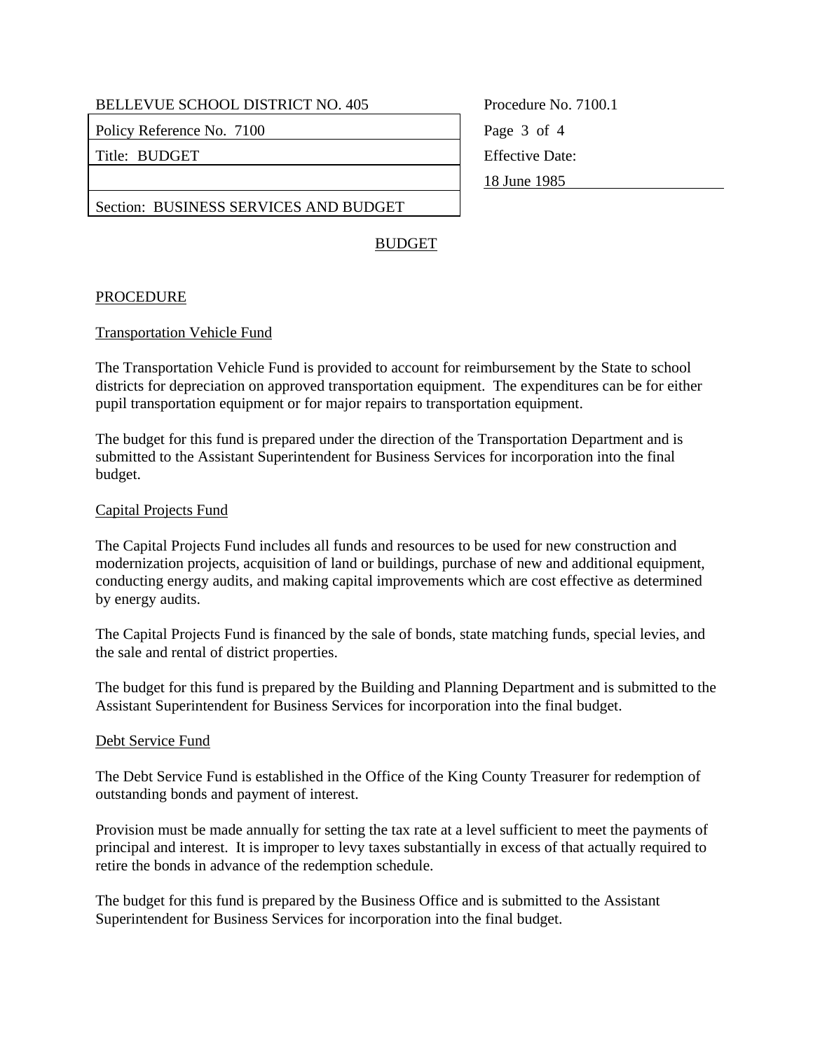## BUDGET

### PROCEDURE

#### Transportation Vehicle Fund

The Transportation Vehicle Fund is provided to account for reimbursement by the State to school districts for depreciation on approved transportation equipment. The expenditures can be for either pupil transportation equipment or for major repairs to transportation equipment.

The budget for this fund is prepared under the direction of the Transportation Department and is submitted to the Assistant Superintendent for Business Services for incorporation into the final budget.

#### Capital Projects Fund

The Capital Projects Fund includes all funds and resources to be used for new construction and modernization projects, acquisition of land or buildings, purchase of new and additional equipment, conducting energy audits, and making capital improvements which are cost effective as determined by energy audits.

The Capital Projects Fund is financed by the sale of bonds, state matching funds, special levies, and the sale and rental of district properties.

The budget for this fund is prepared by the Building and Planning Department and is submitted to the Assistant Superintendent for Business Services for incorporation into the final budget.

#### Debt Service Fund

The Debt Service Fund is established in the Office of the King County Treasurer for redemption of outstanding bonds and payment of interest.

Provision must be made annually for setting the tax rate at a level sufficient to meet the payments of principal and interest. It is improper to levy taxes substantially in excess of that actually required to retire the bonds in advance of the redemption schedule.

The budget for this fund is prepared by the Business Office and is submitted to the Assistant Superintendent for Business Services for incorporation into the final budget.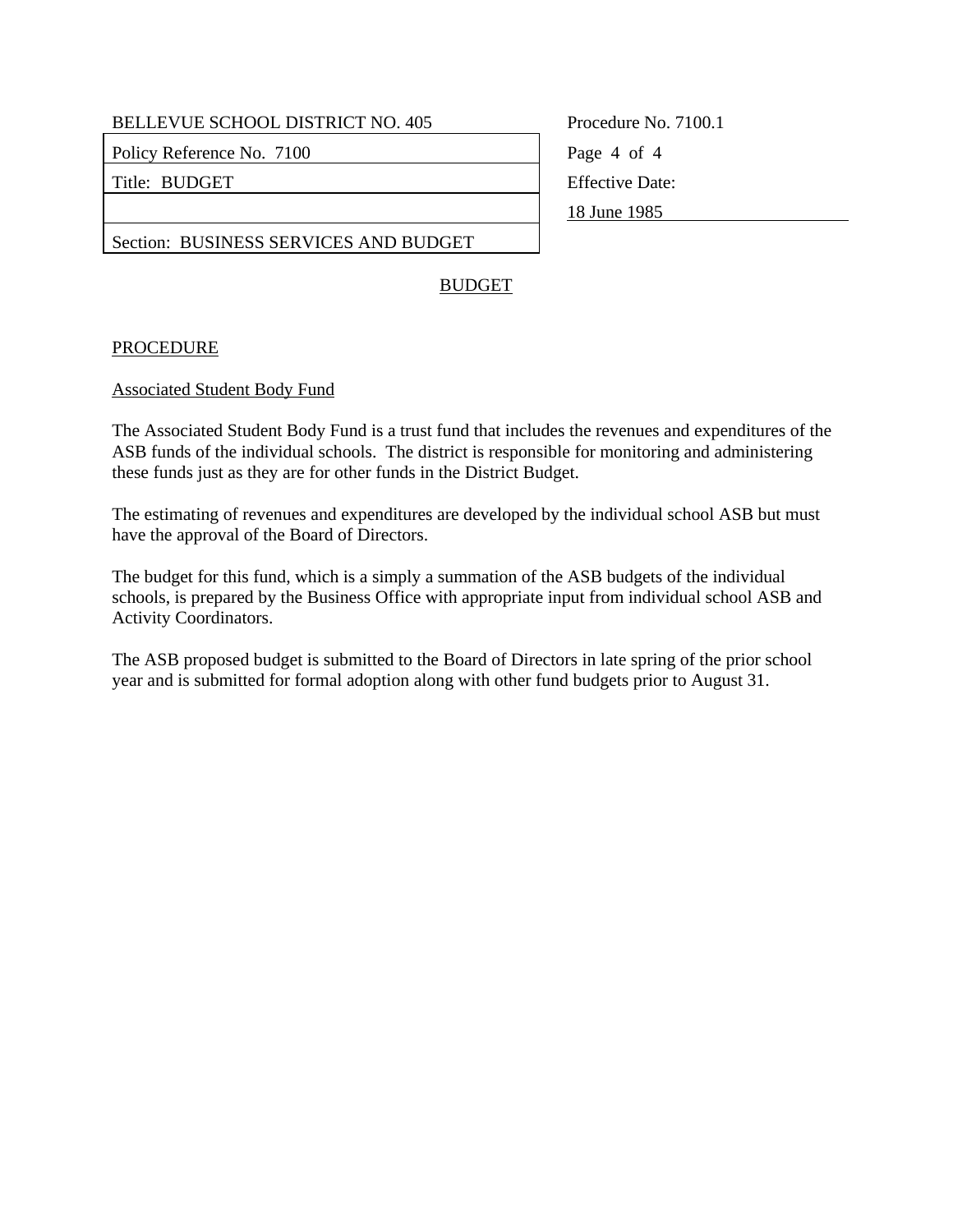# BUDGET

## PROCEDURE

### Associated Student Body Fund

The Associated Student Body Fund is a trust fund that includes the revenues and expenditures of the ASB funds of the individual schools. The district is responsible for monitoring and administering these funds just as they are for other funds in the District Budget.

The estimating of revenues and expenditures are developed by the individual school ASB but must have the approval of the Board of Directors.

The budget for this fund, which is a simply a summation of the ASB budgets of the individual schools, is prepared by the Business Office with appropriate input from individual school ASB and Activity Coordinators.

The ASB proposed budget is submitted to the Board of Directors in late spring of the prior school year and is submitted for formal adoption along with other fund budgets prior to August 31.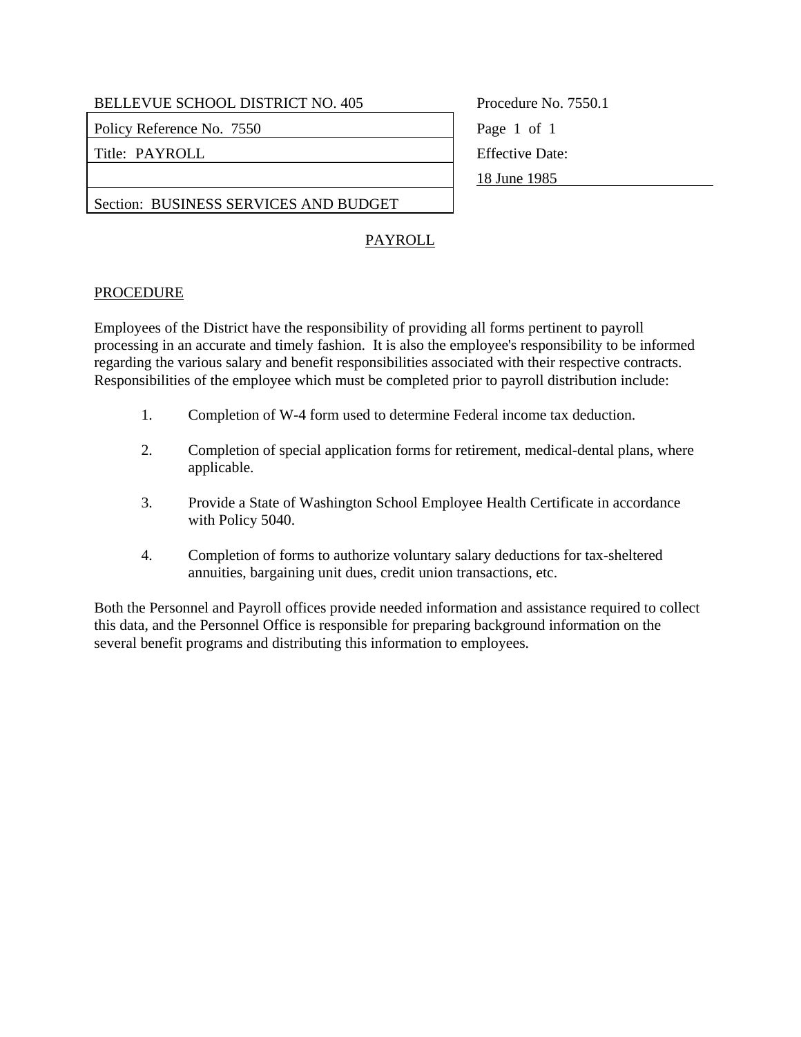| BELLEVUE SCHOOL DISTRICT NO. 405 | Procedure No. 7550.1 |
|---|---|
| Policy Reference No. 7550 | |
| Title: PAYROLL | Effective Date: |
| | 18 June 1985 |
| Section: BUSINESS SERVICES AND BUDGET | |

## PAYROLL

### PROCEDURE

Employees of the District have the responsibility of providing all forms pertinent to payroll processing in an accurate and timely fashion. It is also the employee's responsibility to be informed regarding the various salary and benefit responsibilities associated with their respective contracts. Responsibilities of the employee which must be completed prior to payroll distribution include:

1. Completion of W-4 form used to determine Federal income tax deduction.

2. Completion of special application forms for retirement, medical-dental plans, where applicable.

3. Provide a State of Washington School Employee Health Certificate in accordance with Policy 5040.

4. Completion of forms to authorize voluntary salary deductions for tax-sheltered annuities, bargaining unit dues, credit union transactions, etc.

Both the Personnel and Payroll offices provide needed information and assistance required to collect this data, and the Personnel Office is responsible for preparing background information on the several benefit programs and distributing this information to employees.